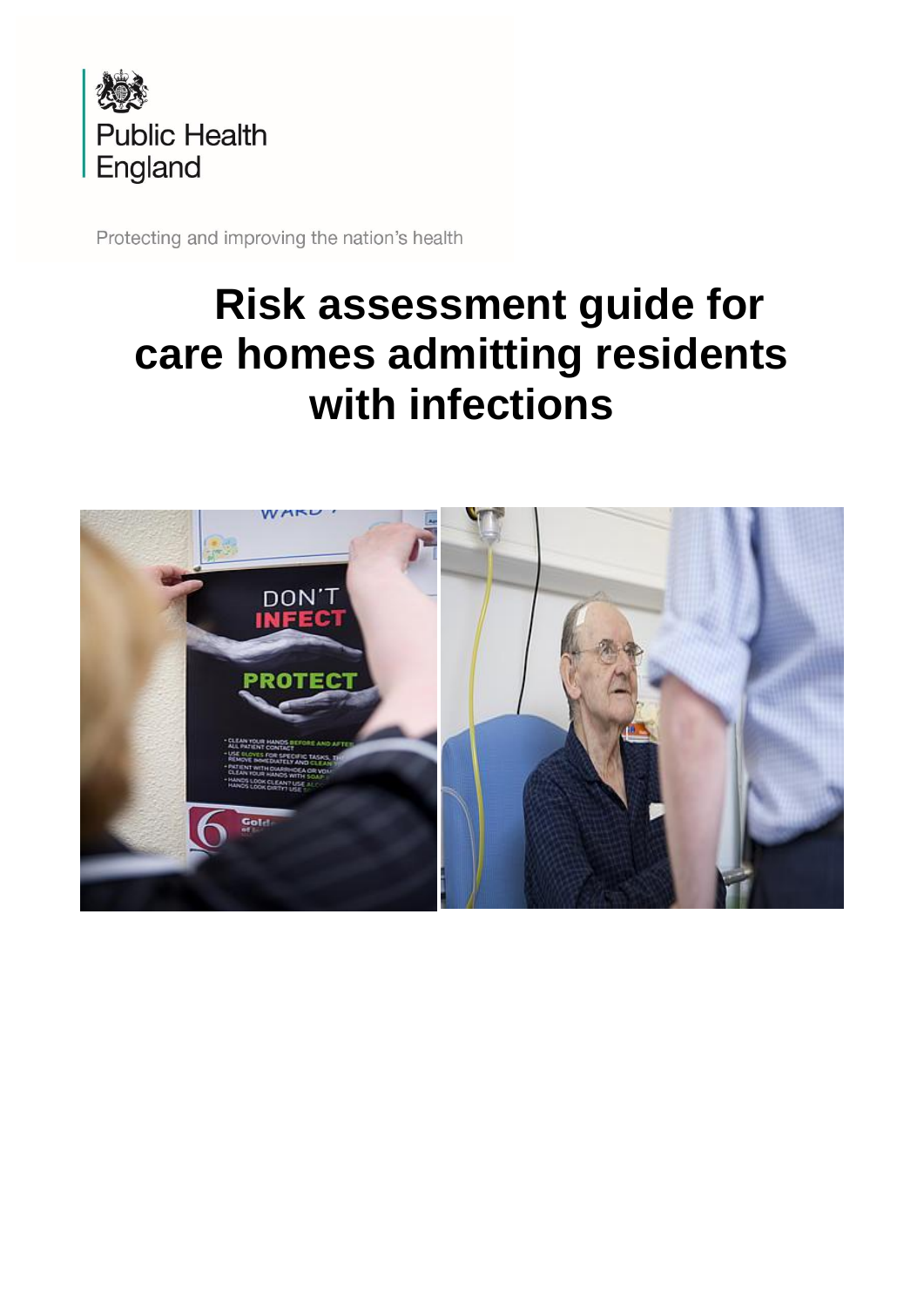Public Health England

Protecting and improving the nation's health

# Risk assessment guide for care homes admitting residents with infections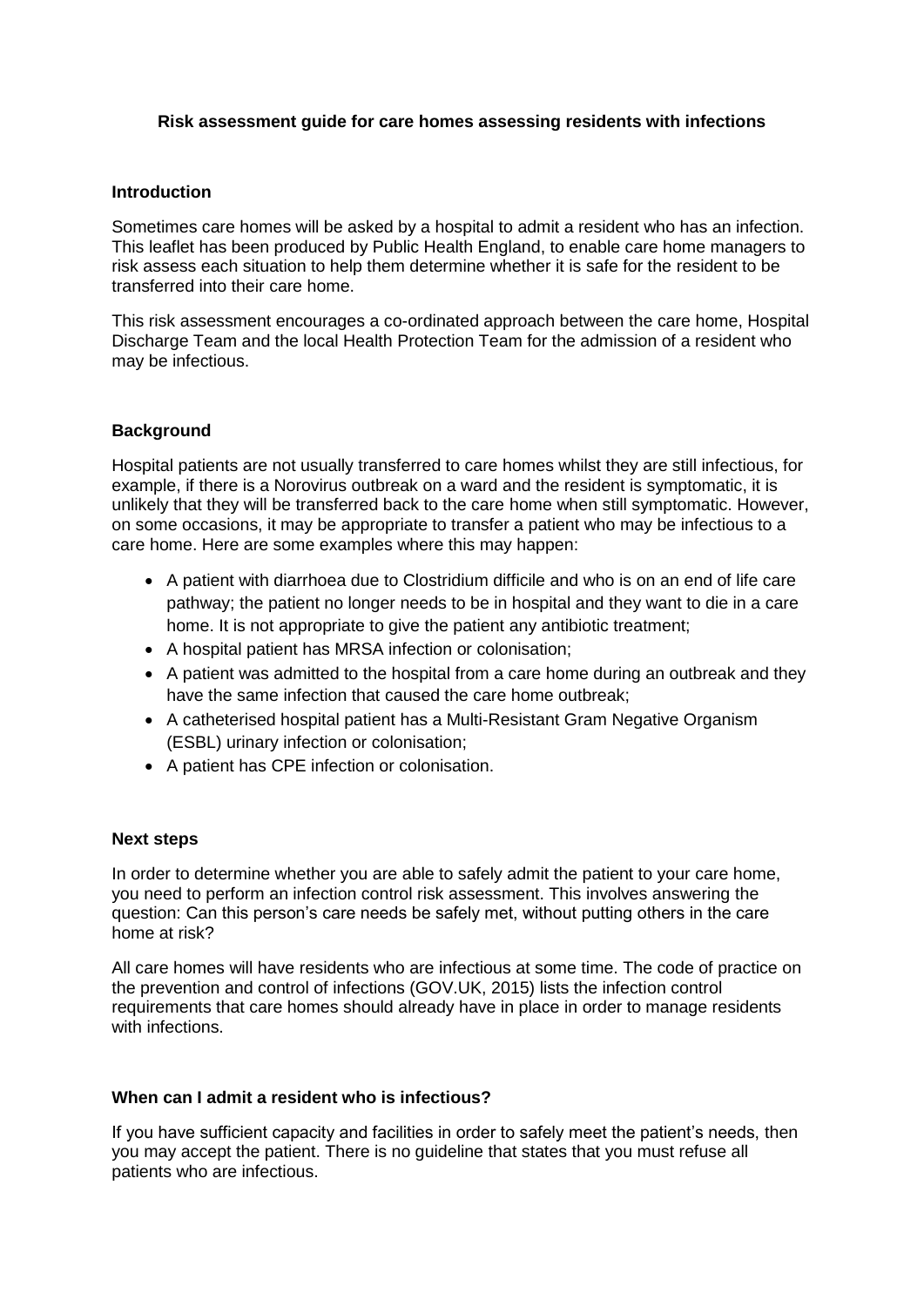**Risk assessment guide for care homes assessing residents with infections**

## Introduction

Sometimes care homes will be asked by a hospital to admit a resident who has an infection. This leaflet has been produced by Public Health England, to enable care home managers to risk assess each situation to help them determine whether it is safe for the resident to be transferred into their care home.

This risk assessment encourages a co-ordinated approach between the care home, Hospital Discharge Team and the local Health Protection Team for the admission of a resident who may be infectious.

## Background

Hospital patients are not usually transferred to care homes whilst they are still infectious, for example, if there is a Norovirus outbreak on a ward and the resident is symptomatic, it is unlikely that they will be transferred back to the care home when still symptomatic. However, on some occasions, it may be appropriate to transfer a patient who may be infectious to a care home. Here are some examples where this may happen:

- A patient with diarrhoea due to Clostridium difficile and who is on an end of life care pathway; the patient no longer needs to be in hospital and they want to die in a care home. It is not appropriate to give the patient any antibiotic treatment;
- A hospital patient has MRSA infection or colonisation;
- A patient was admitted to the hospital from a care home during an outbreak and they have the same infection that caused the care home outbreak;
- A catheterised hospital patient has a Multi-Resistant Gram Negative Organism (ESBL) urinary infection or colonisation;
- A patient has CPE infection or colonisation.

## Next steps

In order to determine whether you are able to safely admit the patient to your care home, you need to perform an infection control risk assessment. This involves answering the question: Can this person's care needs be safely met, without putting others in the care home at risk?

All care homes will have residents who are infectious at some time. The code of practice on the prevention and control of infections (GOV.UK, 2015) lists the infection control requirements that care homes should already have in place in order to manage residents with infections.

## When can I admit a resident who is infectious?

If you have sufficient capacity and facilities in order to safely meet the patient's needs, then you may accept the patient. There is no guideline that states that you must refuse all patients who are infectious.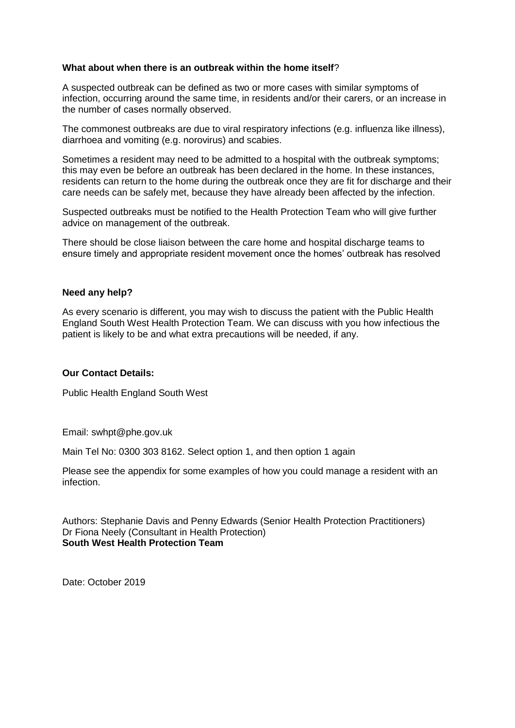**What about when there is an outbreak within the home itself**?

A suspected outbreak can be defined as two or more cases with similar symptoms of infection, occurring around the same time, in residents and/or their carers, or an increase in the number of cases normally observed.

The commonest outbreaks are due to viral respiratory infections (e.g. influenza like illness), diarrhoea and vomiting (e.g. norovirus) and scabies.

Sometimes a resident may need to be admitted to a hospital with the outbreak symptoms; this may even be before an outbreak has been declared in the home. In these instances, residents can return to the home during the outbreak once they are fit for discharge and their care needs can be safely met, because they have already been affected by the infection.

Suspected outbreaks must be notified to the Health Protection Team who will give further advice on management of the outbreak.

There should be close liaison between the care home and hospital discharge teams to ensure timely and appropriate resident movement once the homes' outbreak has resolved

**Need any help?**

As every scenario is different, you may wish to discuss the patient with the Public Health England South West Health Protection Team. We can discuss with you how infectious the patient is likely to be and what extra precautions will be needed, if any.

**Our Contact Details:**

Public Health England South West

Email: swhpt@phe.gov.uk

Main Tel No: 0300 303 8162. Select option 1, and then option 1 again

Please see the appendix for some examples of how you could manage a resident with an infection.

Authors: Stephanie Davis and Penny Edwards (Senior Health Protection Practitioners)
Dr Fiona Neely (Consultant in Health Protection)
**South West Health Protection Team**

Date: October 2019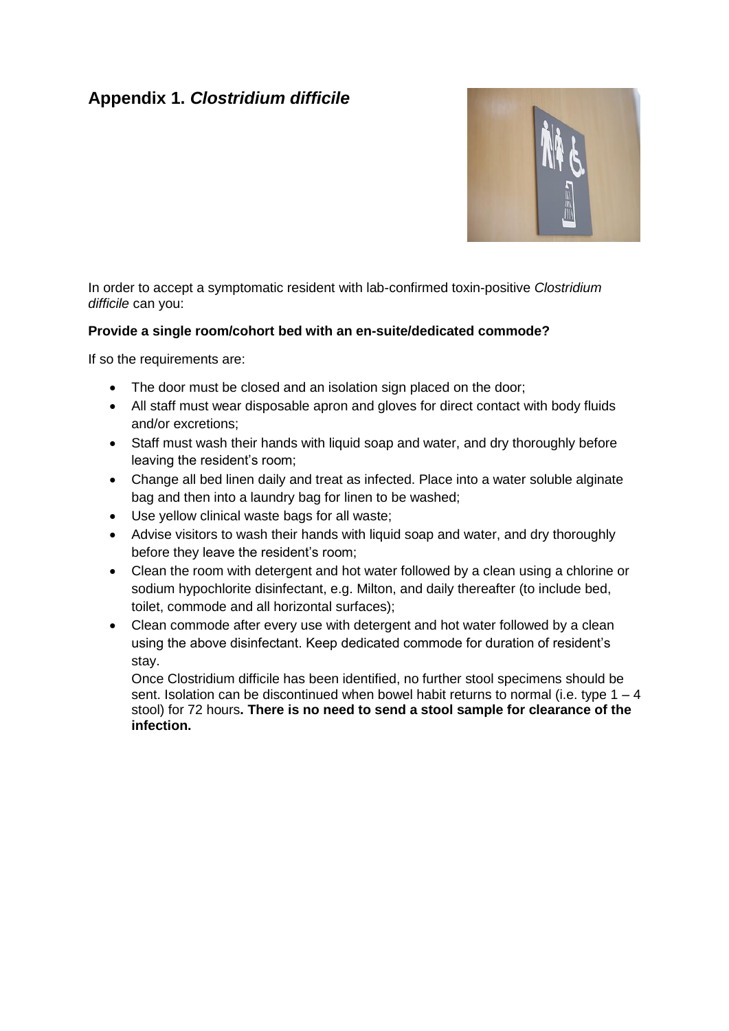## Appendix 1. *Clostridium difficile*

In order to accept a symptomatic resident with lab-confirmed toxin-positive *Clostridium difficile* can you:

**Provide a single room/cohort bed with an en-suite/dedicated commode?**

If so the requirements are:

- The door must be closed and an isolation sign placed on the door;
- All staff must wear disposable apron and gloves for direct contact with body fluids and/or excretions;
- Staff must wash their hands with liquid soap and water, and dry thoroughly before leaving the resident's room;
- Change all bed linen daily and treat as infected. Place into a water soluble alginate bag and then into a laundry bag for linen to be washed;
- Use yellow clinical waste bags for all waste;
- Advise visitors to wash their hands with liquid soap and water, and dry thoroughly before they leave the resident's room;
- Clean the room with detergent and hot water followed by a clean using a chlorine or sodium hypochlorite disinfectant, e.g. Milton, and daily thereafter (to include bed, toilet, commode and all horizontal surfaces);
- Clean commode after every use with detergent and hot water followed by a clean using the above disinfectant. Keep dedicated commode for duration of resident's stay.

  Once Clostridium difficile has been identified, no further stool specimens should be sent. Isolation can be discontinued when bowel habit returns to normal (i.e. type 1 – 4 stool) for 72 hours**. There is no need to send a stool sample for clearance of the infection.**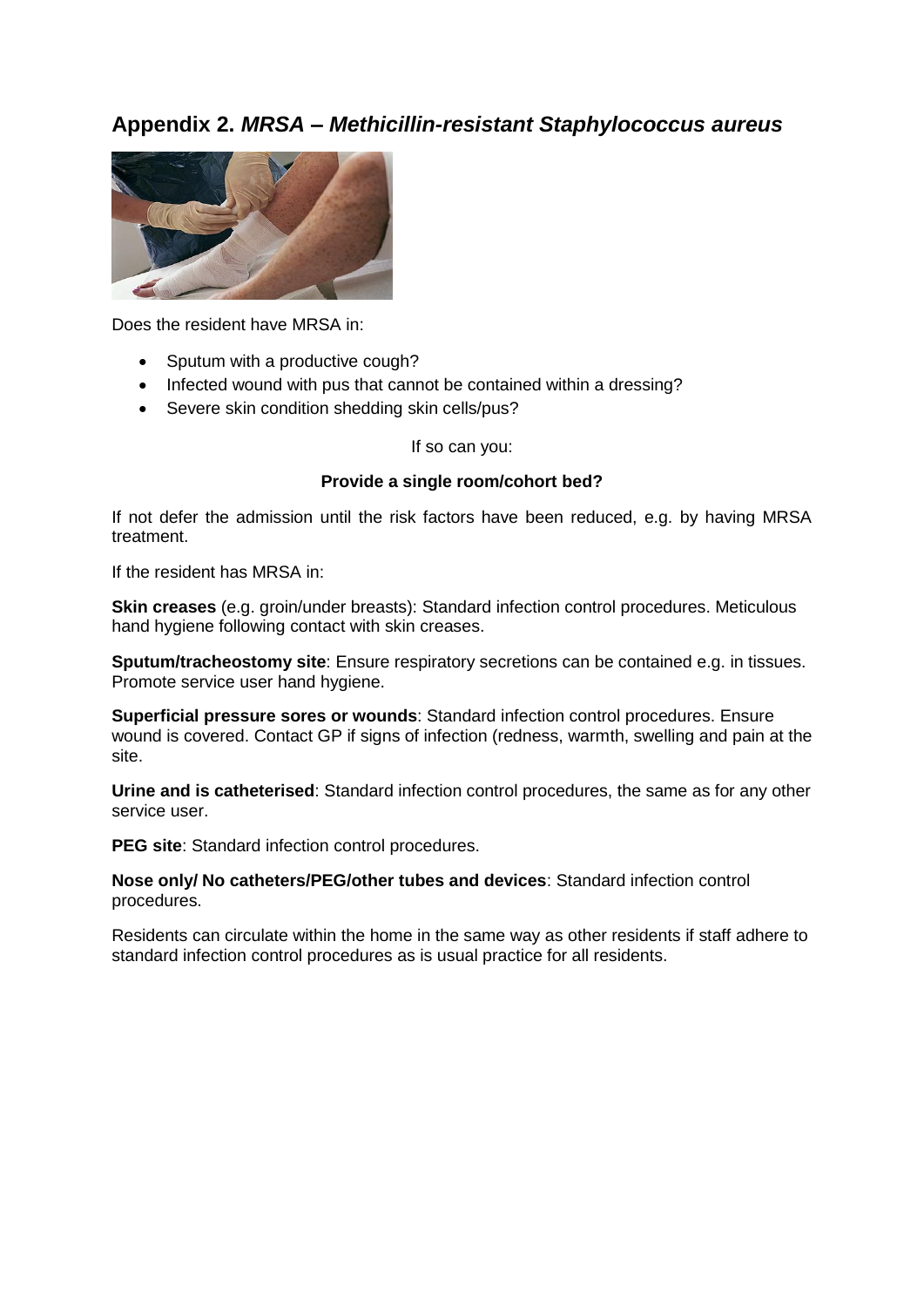## Appendix 2. *MRSA – Methicillin-resistant Staphylococcus aureus*

Does the resident have MRSA in:

- Sputum with a productive cough?
- Infected wound with pus that cannot be contained within a dressing?
- Severe skin condition shedding skin cells/pus?

If so can you:

**Provide a single room/cohort bed?**

If not defer the admission until the risk factors have been reduced, e.g. by having MRSA treatment.

If the resident has MRSA in:

**Skin creases** (e.g. groin/under breasts): Standard infection control procedures. Meticulous hand hygiene following contact with skin creases.

**Sputum/tracheostomy site**: Ensure respiratory secretions can be contained e.g. in tissues. Promote service user hand hygiene.

**Superficial pressure sores or wounds**: Standard infection control procedures. Ensure wound is covered. Contact GP if signs of infection (redness, warmth, swelling and pain at the site.

**Urine and is catheterised**: Standard infection control procedures, the same as for any other service user.

**PEG site**: Standard infection control procedures.

**Nose only/ No catheters/PEG/other tubes and devices**: Standard infection control procedures.

Residents can circulate within the home in the same way as other residents if staff adhere to standard infection control procedures as is usual practice for all residents.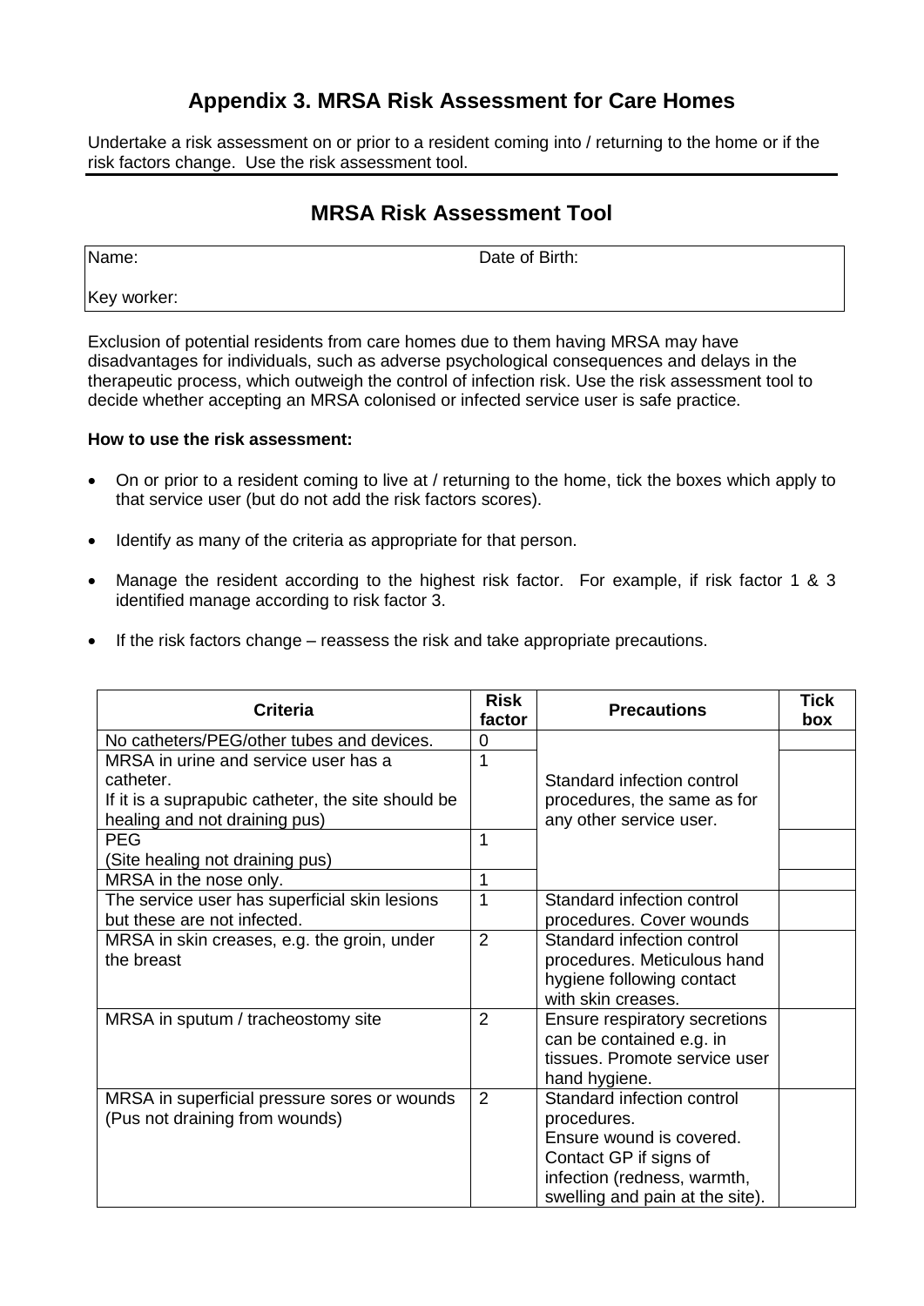## Appendix 3. MRSA Risk Assessment for Care Homes

Undertake a risk assessment on or prior to a resident coming into / returning to the home or if the risk factors change. Use the risk assessment tool.

## MRSA Risk Assessment Tool

| Name: | Date of Birth: |
|---|---|
| Key worker: | |

Exclusion of potential residents from care homes due to them having MRSA may have disadvantages for individuals, such as adverse psychological consequences and delays in the therapeutic process, which outweigh the control of infection risk. Use the risk assessment tool to decide whether accepting an MRSA colonised or infected service user is safe practice.

**How to use the risk assessment:**

- On or prior to a resident coming to live at / returning to the home, tick the boxes which apply to that service user (but do not add the risk factors scores).
- Identify as many of the criteria as appropriate for that person.
- Manage the resident according to the highest risk factor. For example, if risk factor 1 & 3 identified manage according to risk factor 3.
- If the risk factors change – reassess the risk and take appropriate precautions.

| Criteria | Risk factor | Precautions | Tick box |
|---|---|---|---|
| No catheters/PEG/other tubes and devices. | 0 | Standard infection control procedures, the same as for any other service user. | |
| MRSA in urine and service user has a catheter. If it is a suprapubic catheter, the site should be healing and not draining pus) | 1 | | |
| PEG (Site healing not draining pus) | 1 | | |
| MRSA in the nose only. | 1 | | |
| The service user has superficial skin lesions but these are not infected. | 1 | Standard infection control procedures. Cover wounds | |
| MRSA in skin creases, e.g. the groin, under the breast | 2 | Standard infection control procedures. Meticulous hand hygiene following contact with skin creases. | |
| MRSA in sputum / tracheostomy site | 2 | Ensure respiratory secretions can be contained e.g. in tissues. Promote service user hand hygiene. | |
| MRSA in superficial pressure sores or wounds (Pus not draining from wounds) | 2 | Standard infection control procedures. Ensure wound is covered. Contact GP if signs of infection (redness, warmth, swelling and pain at the site). | |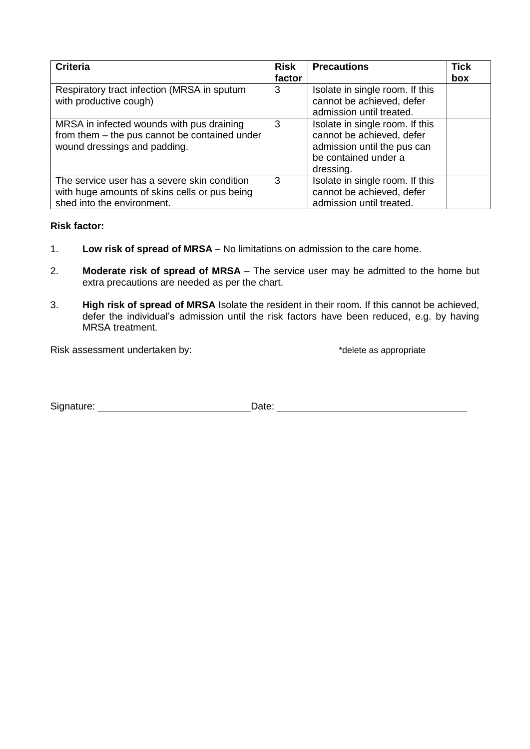| Criteria | Risk factor | Precautions | Tick box |
|---|---|---|---|
| Respiratory tract infection (MRSA in sputum with productive cough) | 3 | Isolate in single room. If this cannot be achieved, defer admission until treated. | |
| MRSA in infected wounds with pus draining from them – the pus cannot be contained under wound dressings and padding. | 3 | Isolate in single room. If this cannot be achieved, defer admission until the pus can be contained under a dressing. | |
| The service user has a severe skin condition with huge amounts of skins cells or pus being shed into the environment. | 3 | Isolate in single room. If this cannot be achieved, defer admission until treated. | |

**Risk factor:**

1. **Low risk of spread of MRSA** – No limitations on admission to the care home.

2. **Moderate risk of spread of MRSA** – The service user may be admitted to the home but extra precautions are needed as per the chart.

3. **High risk of spread of MRSA** Isolate the resident in their room. If this cannot be achieved, defer the individual's admission until the risk factors have been reduced, e.g. by having MRSA treatment.

Risk assessment undertaken by: *delete as appropriate

Signature: \_\_\_\_\_\_\_\_\_\_\_\_\_\_\_\_\_\_\_\_\_\_\_\_\_\_\_\_ Date: \_\_\_\_\_\_\_\_\_\_\_\_\_\_\_\_\_\_\_\_\_\_\_\_\_\_\_\_\_\_\_\_\_\_\_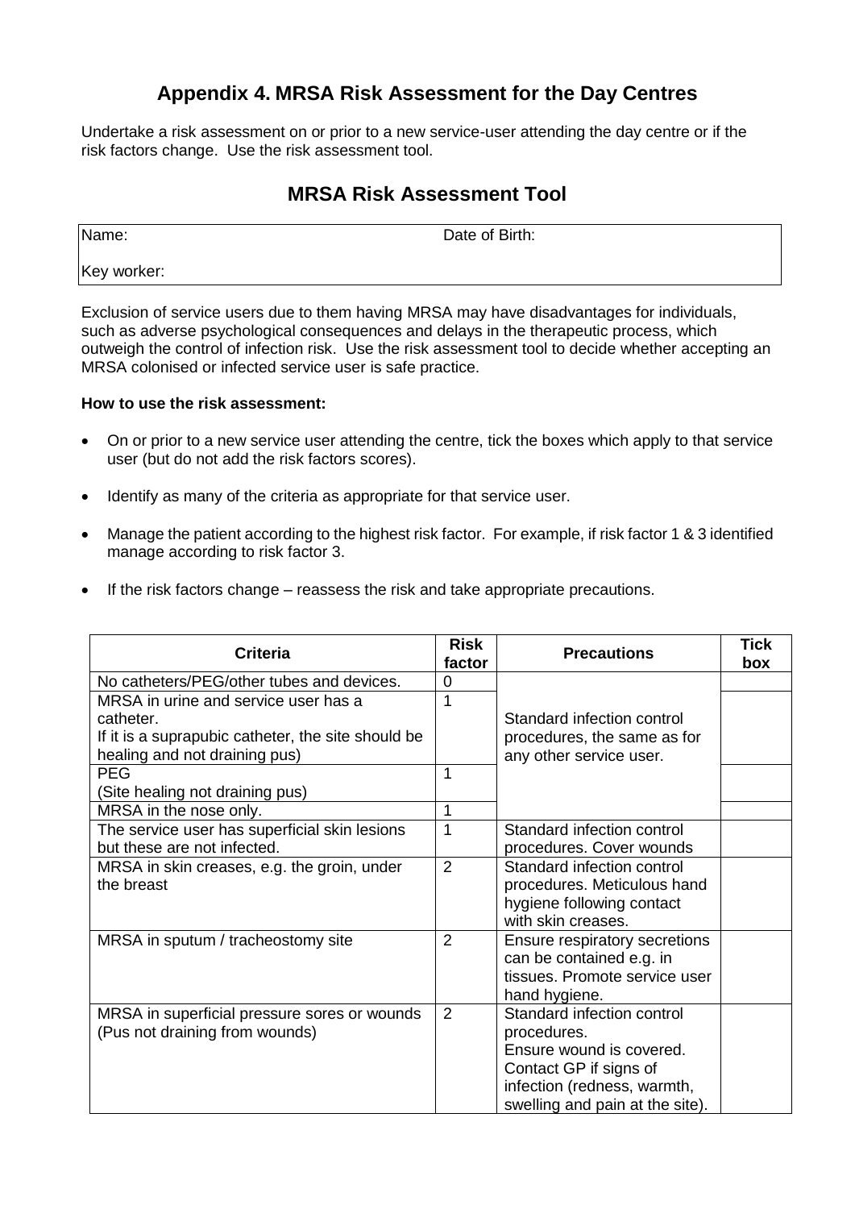## Appendix 4. MRSA Risk Assessment for the Day Centres

Undertake a risk assessment on or prior to a new service-user attending the day centre or if the risk factors change. Use the risk assessment tool.

## MRSA Risk Assessment Tool

| Name: | Date of Birth: |
|---|---|
| Key worker: | |

Exclusion of service users due to them having MRSA may have disadvantages for individuals, such as adverse psychological consequences and delays in the therapeutic process, which outweigh the control of infection risk. Use the risk assessment tool to decide whether accepting an MRSA colonised or infected service user is safe practice.

**How to use the risk assessment:**

- On or prior to a new service user attending the centre, tick the boxes which apply to that service user (but do not add the risk factors scores).
- Identify as many of the criteria as appropriate for that service user.
- Manage the patient according to the highest risk factor. For example, if risk factor 1 & 3 identified manage according to risk factor 3.
- If the risk factors change – reassess the risk and take appropriate precautions.

| Criteria | Risk factor | Precautions | Tick box |
|---|---|---|---|
| No catheters/PEG/other tubes and devices. | 0 | Standard infection control procedures, the same as for any other service user. | |
| MRSA in urine and service user has a catheter. If it is a suprapubic catheter, the site should be healing and not draining pus) | 1 | | |
| PEG (Site healing not draining pus) | 1 | | |
| MRSA in the nose only. | 1 | | |
| The service user has superficial skin lesions but these are not infected. | 1 | Standard infection control procedures. Cover wounds | |
| MRSA in skin creases, e.g. the groin, under the breast | 2 | Standard infection control procedures. Meticulous hand hygiene following contact with skin creases. | |
| MRSA in sputum / tracheostomy site | 2 | Ensure respiratory secretions can be contained e.g. in tissues. Promote service user hand hygiene. | |
| MRSA in superficial pressure sores or wounds (Pus not draining from wounds) | 2 | Standard infection control procedures. Ensure wound is covered. Contact GP if signs of infection (redness, warmth, swelling and pain at the site). | |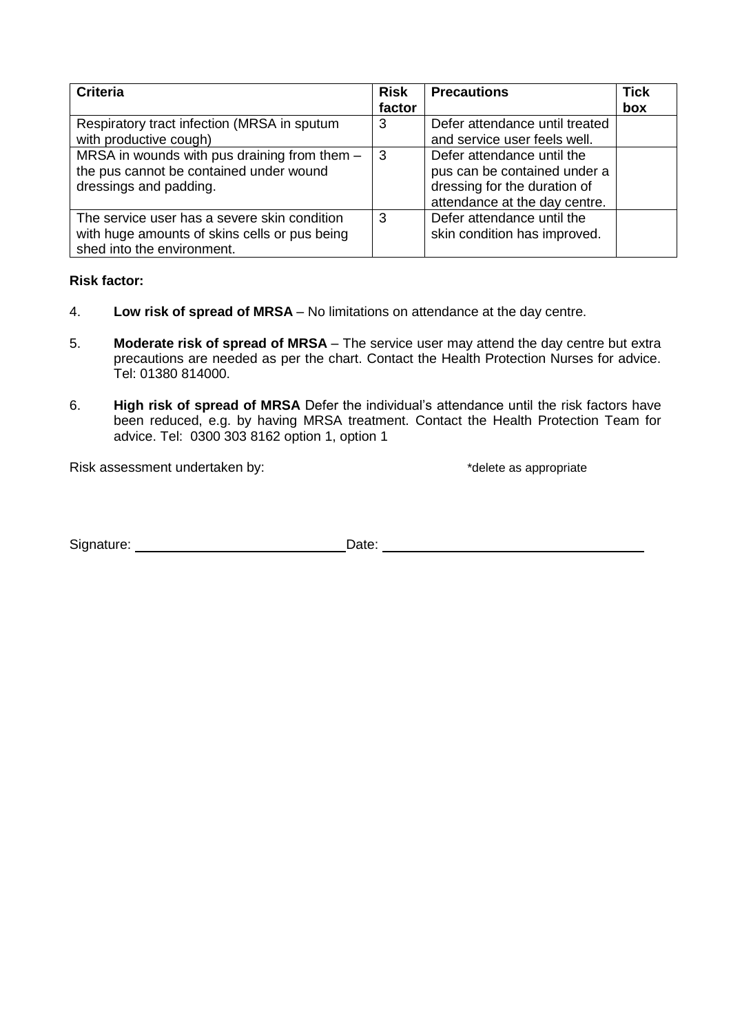| Criteria | Risk factor | Precautions | Tick box |
|---|---|---|---|
| Respiratory tract infection (MRSA in sputum with productive cough) | 3 | Defer attendance until treated and service user feels well. | |
| MRSA in wounds with pus draining from them – the pus cannot be contained under wound dressings and padding. | 3 | Defer attendance until the pus can be contained under a dressing for the duration of attendance at the day centre. | |
| The service user has a severe skin condition with huge amounts of skins cells or pus being shed into the environment. | 3 | Defer attendance until the skin condition has improved. | |

**Risk factor:**

4. **Low risk of spread of MRSA** – No limitations on attendance at the day centre.

5. **Moderate risk of spread of MRSA** – The service user may attend the day centre but extra precautions are needed as per the chart. Contact the Health Protection Nurses for advice. Tel: 01380 814000.

6. **High risk of spread of MRSA** Defer the individual's attendance until the risk factors have been reduced, e.g. by having MRSA treatment. Contact the Health Protection Team for advice. Tel: 0300 303 8162 option 1, option 1

Risk assessment undertaken by: *delete as appropriate

Signature: ____________________________ Date: ____________________________________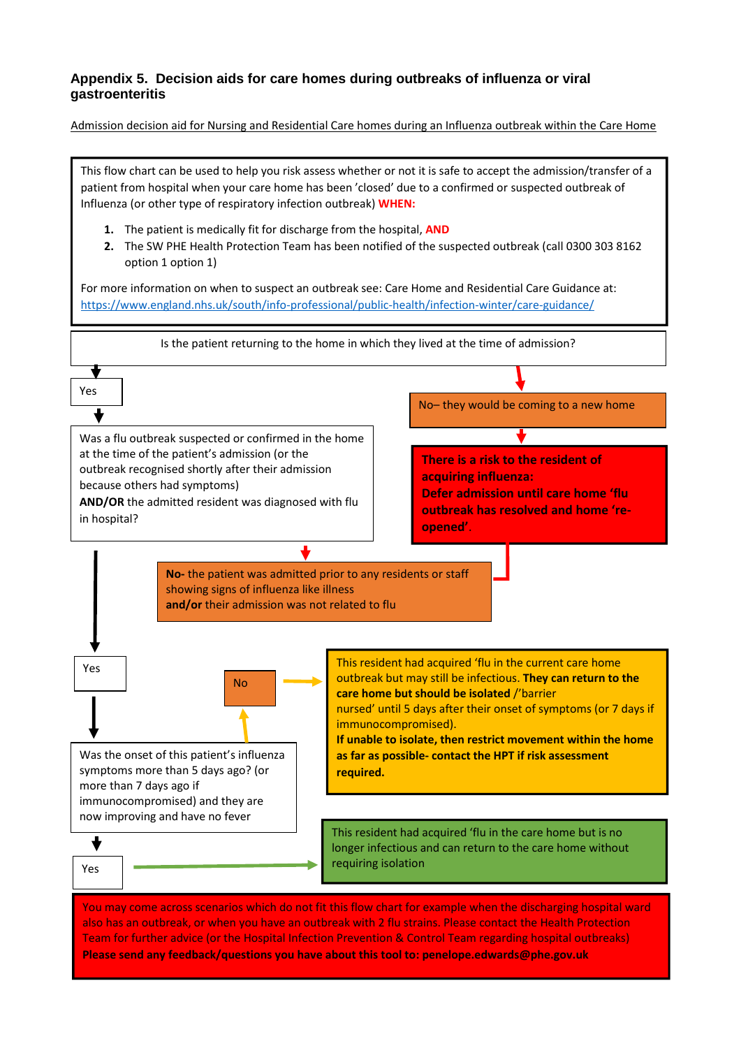### Appendix 5. Decision aids for care homes during outbreaks of influenza or viral gastroenteritis

Admission decision aid for Nursing and Residential Care homes during an Influenza outbreak within the Care Home

This flow chart can be used to help you risk assess whether or not it is safe to accept the admission/transfer of a patient from hospital when your care home has been 'closed' due to a confirmed or suspected outbreak of Influenza (or other type of respiratory infection outbreak) **WHEN:**

1. The patient is medically fit for discharge from the hospital, **AND**
2. The SW PHE Health Protection Team has been notified of the suspected outbreak (call 0300 303 8162 option 1 option 1)

For more information on when to suspect an outbreak see: Care Home and Residential Care Guidance at: https://www.england.nhs.uk/south/info-professional/public-health/infection-winter/care-guidance/

Is the patient returning to the home in which they lived at the time of admission?

Yes

Was a flu outbreak suspected or confirmed in the home at the time of the patient's admission (or the outbreak recognised shortly after their admission because others had symptoms)
**AND/OR** the admitted resident was diagnosed with flu in hospital?

No– they would be coming to a new home

**There is a risk to the resident of acquiring influenza: Defer admission until care home 'flu outbreak has resolved and home 're-opened'.**

**No-** the patient was admitted prior to any residents or staff showing signs of influenza like illness **and/or** their admission was not related to flu

Yes

No

This resident had acquired 'flu in the current care home outbreak but may still be infectious. **They can return to the care home but should be isolated** /'barrier nursed' until 5 days after their onset of symptoms (or 7 days if immunocompromised).
**If unable to isolate, then restrict movement within the home as far as possible- contact the HPT if risk assessment required.**

Was the onset of this patient's influenza symptoms more than 5 days ago? (or more than 7 days ago if immunocompromised) and they are now improving and have no fever

Yes

This resident had acquired 'flu in the care home but is no longer infectious and can return to the care home without requiring isolation

You may come across scenarios which do not fit this flow chart for example when the discharging hospital ward also has an outbreak, or when you have an outbreak with 2 flu strains. Please contact the Health Protection Team for further advice (or the Hospital Infection Prevention & Control Team regarding hospital outbreaks)
**Please send any feedback/questions you have about this tool to: penelope.edwards@phe.gov.uk**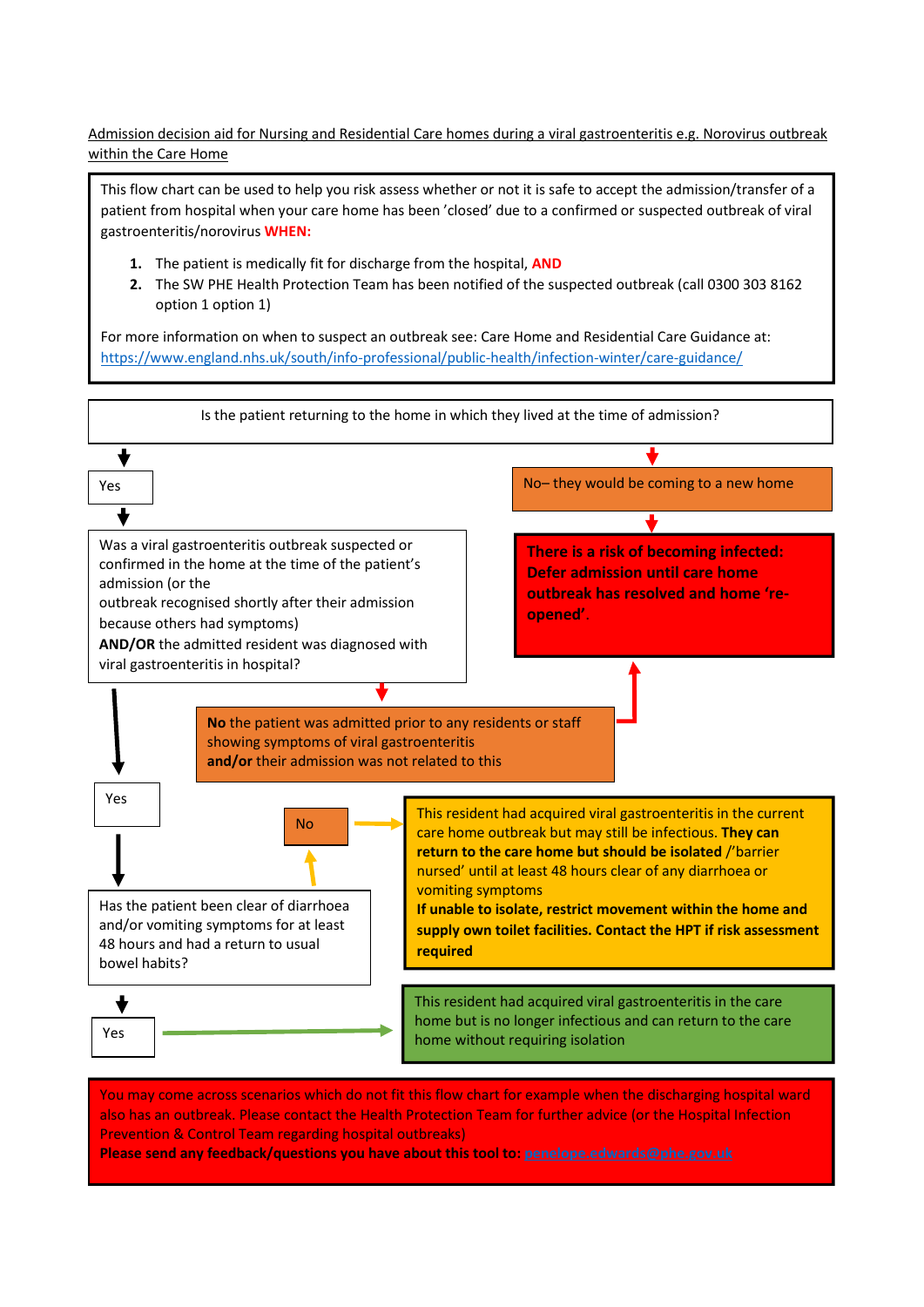Admission decision aid for Nursing and Residential Care homes during a viral gastroenteritis e.g. Norovirus outbreak within the Care Home

This flow chart can be used to help you risk assess whether or not it is safe to accept the admission/transfer of a patient from hospital when your care home has been 'closed' due to a confirmed or suspected outbreak of viral gastroenteritis/norovirus **WHEN:**

1. The patient is medically fit for discharge from the hospital, **AND**
2. The SW PHE Health Protection Team has been notified of the suspected outbreak (call 0300 303 8162 option 1 option 1)

For more information on when to suspect an outbreak see: Care Home and Residential Care Guidance at: https://www.england.nhs.uk/south/info-professional/public-health/infection-winter/care-guidance/

Is the patient returning to the home in which they lived at the time of admission?

Yes

Was a viral gastroenteritis outbreak suspected or confirmed in the home at the time of the patient's admission (or the outbreak recognised shortly after their admission because others had symptoms) **AND/OR** the admitted resident was diagnosed with viral gastroenteritis in hospital?

No– they would be coming to a new home

**There is a risk of becoming infected: Defer admission until care home outbreak has resolved and home 're-opened'.**

**No** the patient was admitted prior to any residents or staff showing symptoms of viral gastroenteritis **and/or** their admission was not related to this

Yes

No

This resident had acquired viral gastroenteritis in the current care home outbreak but may still be infectious. **They can return to the care home but should be isolated** /'barrier nursed' until at least 48 hours clear of any diarrhoea or vomiting symptoms **If unable to isolate, restrict movement within the home and supply own toilet facilities. Contact the HPT if risk assessment required**

Has the patient been clear of diarrhoea and/or vomiting symptoms for at least 48 hours and had a return to usual bowel habits?

Yes

This resident had acquired viral gastroenteritis in the care home but is no longer infectious and can return to the care home without requiring isolation

You may come across scenarios which do not fit this flow chart for example when the discharging hospital ward also has an outbreak. Please contact the Health Protection Team for further advice (or the Hospital Infection Prevention & Control Team regarding hospital outbreaks)
**Please send any feedback/questions you have about this tool to:** penelope.edwards@phe.gov.uk